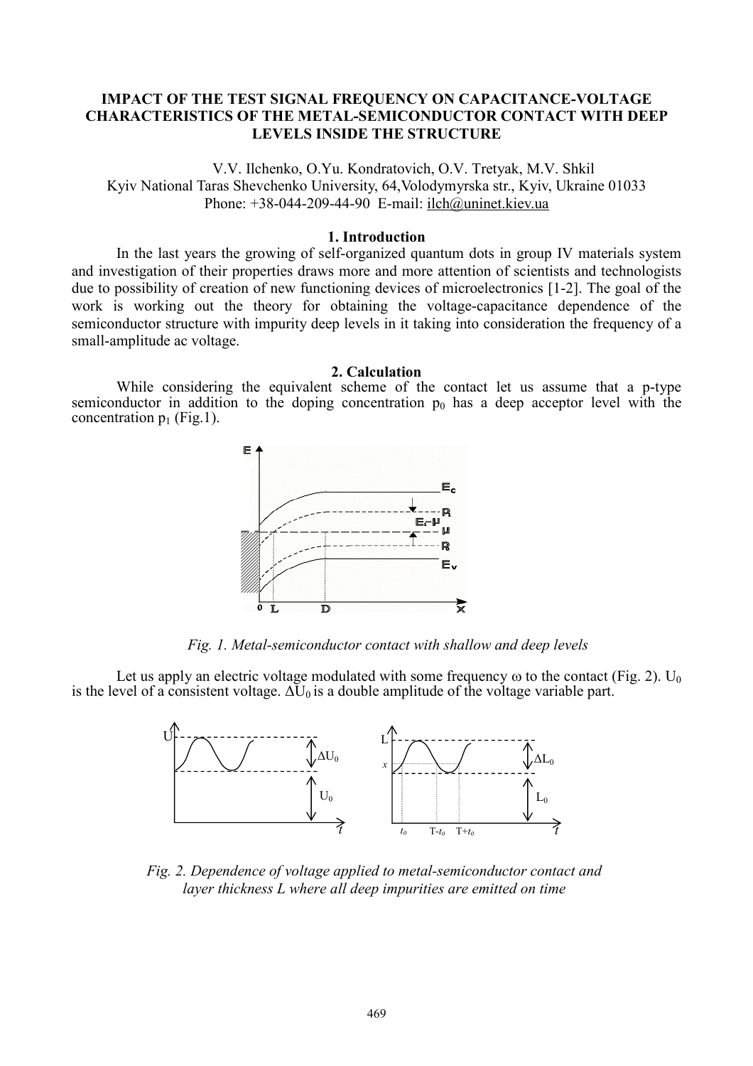# IMPACT OF THE TEST SIGNAL FREQUENCY ON CAPACITANCE-VOLTAGE CHARACTERISTICS OF THE METAL-SEMICONDUCTOR CONTACT WITH DEEP LEVELS INSIDE THE STRUCTURE

V.V. Ilchenko, O.Yu. Kondratovich, O.V. Tretyak, M.V. Shkil
Kyiv National Taras Shevchenko University, 64,Volodymyrska str., Kyiv, Ukraine 01033
Phone: +38-044-209-44-90 E-mail: ilch@uninet.kiev.ua

## 1. Introduction

In the last years the growing of self-organized quantum dots in group IV materials system and investigation of their properties draws more and more attention of scientists and technologists due to possibility of creation of new functioning devices of microelectronics [1-2]. The goal of the work is working out the theory for obtaining the voltage-capacitance dependence of the semiconductor structure with impurity deep levels in it taking into consideration the frequency of a small-amplitude ac voltage.

## 2. Calculation

While considering the equivalent scheme of the contact let us assume that a p-type semiconductor in addition to the doping concentration $p_0$ has a deep acceptor level with the concentration $p_1$ (Fig.1).

*Fig. 1. Metal-semiconductor contact with shallow and deep levels*

Let us apply an electric voltage modulated with some frequency ω to the contact (Fig. 2). $U_0$ is the level of a consistent voltage. $\Delta U_0$ is a double amplitude of the voltage variable part.

*Fig. 2. Dependence of voltage applied to metal-semiconductor contact and layer thickness L where all deep impurities are emitted on time*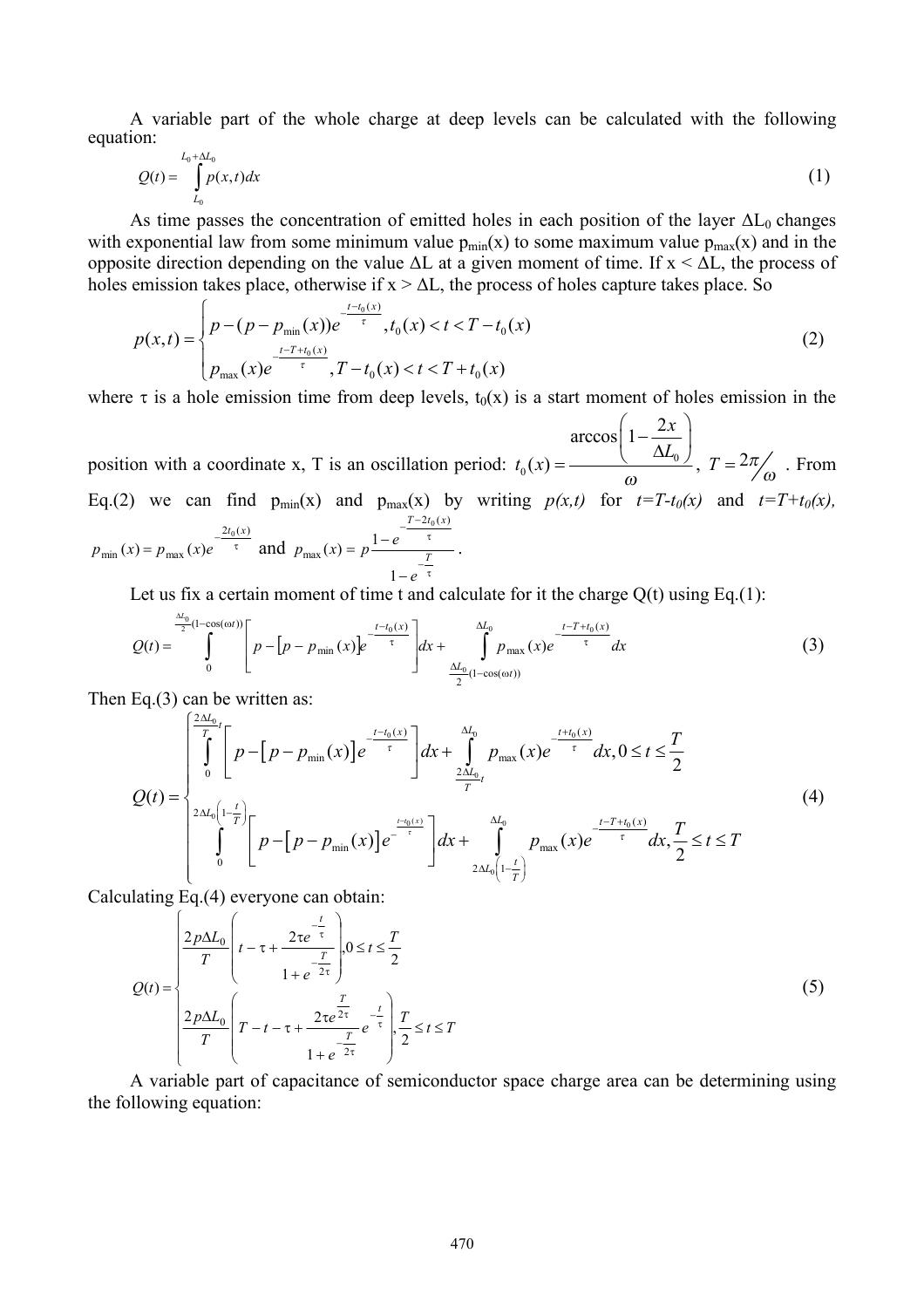A variable part of the whole charge at deep levels can be calculated with the following equation:

$$Q(t) = \int_{L_0}^{L_0+\Delta L_0} p(x,t)dx \tag{1}$$

As time passes the concentration of emitted holes in each position of the layer $\Delta L_0$ changes with exponential law from some minimum value $p_{min}(x)$ to some maximum value $p_{max}(x)$ and in the opposite direction depending on the value $\Delta L$ at a given moment of time. If $x < \Delta L$, the process of holes emission takes place, otherwise if $x > \Delta L$, the process of holes capture takes place. So

$$p(x,t) = \begin{cases} p - (p - p_{min}(x))e^{-\frac{t-t_0(x)}{\tau}}, t_0(x) < t < T - t_0(x) \\ p_{max}(x)e^{-\frac{t-T+t_0(x)}{\tau}}, T - t_0(x) < t < T + t_0(x) \end{cases} \tag{2}$$

where $\tau$ is a hole emission time from deep levels, $t_0(x)$ is a start moment of holes emission in the position with a coordinate x, T is an oscillation period: $t_0(x) = \frac{\arccos\left(1 - \frac{2x}{\Delta L_0}\right)}{\omega}$, $T = 2\pi/\omega$. From Eq.(2) we can find $p_{min}(x)$ and $p_{max}(x)$ by writing *p(x,t)* for $t=T-t_0(x)$ and $t=T+t_0(x)$, $p_{min}(x) = p_{max}(x)e^{-\frac{2t_0(x)}{\tau}}$ and $p_{max}(x) = p\frac{1-e^{-\frac{T-2t_0(x)}{\tau}}}{1-e^{-\frac{T}{\tau}}}$.

Let us fix a certain moment of time t and calculate for it the charge Q(t) using Eq.(1):

$$Q(t) = \int_0^{\frac{\Delta L_0}{2}(1-\cos(\omega t))} \left[ p - [p - p_{min}(x)]e^{-\frac{t-t_0(x)}{\tau}} \right] dx + \int_{\frac{\Delta L_0}{2}(1-\cos(\omega t))}^{\Delta L_0} p_{max}(x)e^{-\frac{t-T+t_0(x)}{\tau}} dx \tag{3}$$

Then Eq.(3) can be written as:

$$Q(t) = \begin{cases} \displaystyle\int_0^{\frac{2\Delta L_0}{T}t} \left[ p - [p - p_{min}(x)]e^{-\frac{t-t_0(x)}{\tau}} \right] dx + \int_{\frac{2\Delta L_0}{T}t}^{\Delta L_0} p_{max}(x)e^{-\frac{t+t_0(x)}{\tau}} dx, 0 \le t \le \frac{T}{2} \\ \displaystyle\int_0^{2\Delta L_0\left(1-\frac{t}{T}\right)} \left[ p - [p - p_{min}(x)]e^{-\frac{t-t_0(x)}{\tau}} \right] dx + \int_{2\Delta L_0\left(1-\frac{t}{T}\right)}^{\Delta L_0} p_{max}(x)e^{-\frac{t-T+t_0(x)}{\tau}} dx, \frac{T}{2} \le t \le T \end{cases} \tag{4}$$

Calculating Eq.(4) everyone can obtain:

$$Q(t) = \begin{cases} \dfrac{2p\Delta L_0}{T}\left( t - \tau + \dfrac{2\tau e^{-\frac{t}{\tau}}}{1 + e^{-\frac{T}{2\tau}}} \right), 0 \le t \le \dfrac{T}{2} \\ \dfrac{2p\Delta L_0}{T}\left( T - t - \tau + \dfrac{2\tau e^{\frac{T}{2\tau}}}{1 + e^{-\frac{T}{2\tau}}} e^{-\frac{t}{\tau}} \right), \dfrac{T}{2} \le t \le T \end{cases} \tag{5}$$

A variable part of capacitance of semiconductor space charge area can be determining using the following equation: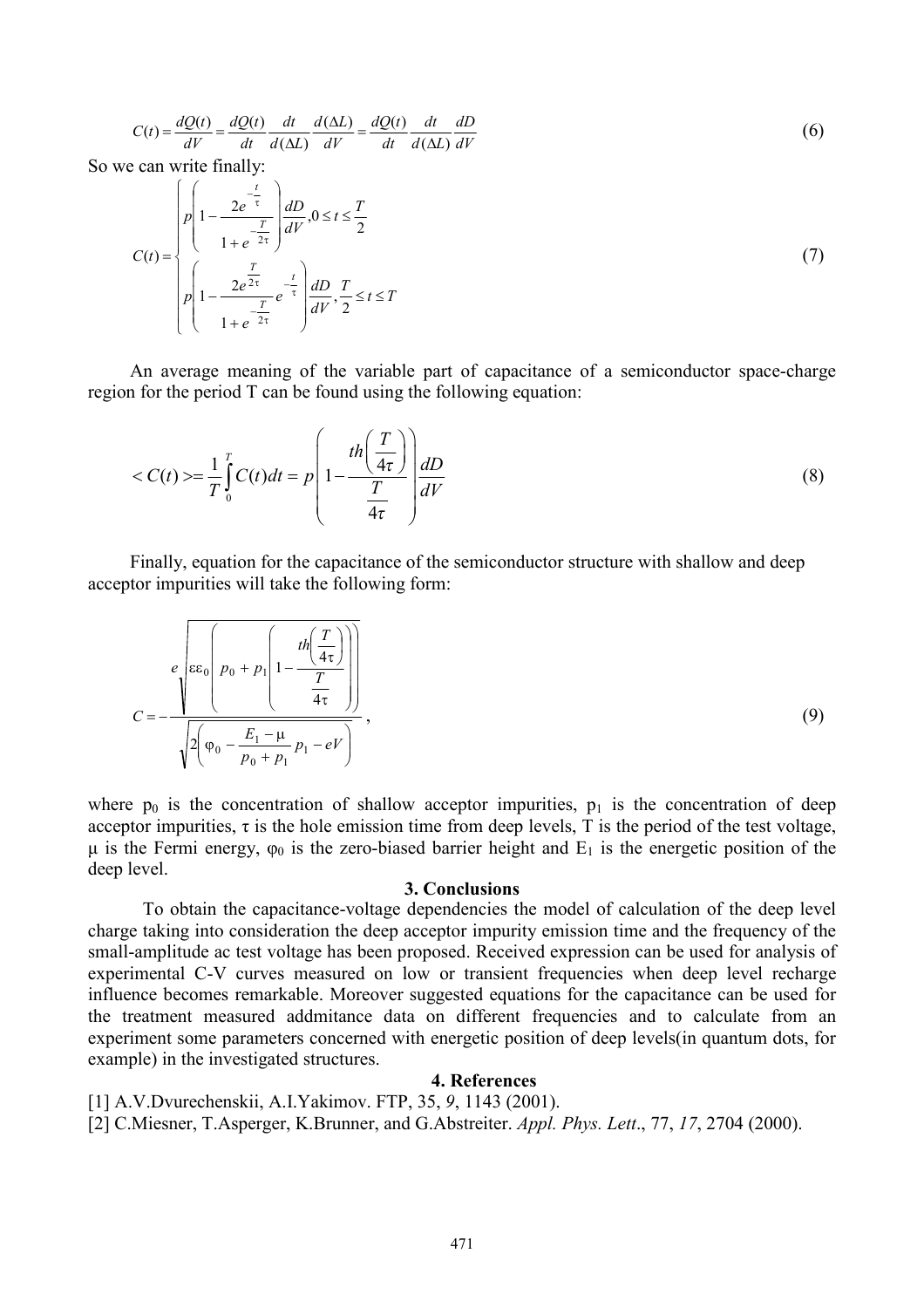$$C(t) = \frac{dQ(t)}{dV} = \frac{dQ(t)}{dt}\frac{dt}{d(\Delta L)}\frac{d(\Delta L)}{dV} = \frac{dQ(t)}{dt}\frac{dt}{d(\Delta L)}\frac{dD}{dV} \tag{6}$$

So we can write finally:

$$C(t) = \begin{cases} p\left(1 - \dfrac{2e^{-\frac{t}{\tau}}}{1+e^{-\frac{T}{2\tau}}}\right)\dfrac{dD}{dV}, 0 \le t \le \dfrac{T}{2} \\ p\left(1 - \dfrac{2e^{\frac{T}{2\tau}}}{1+e^{-\frac{T}{2\tau}}}e^{-\frac{t}{\tau}}\right)\dfrac{dD}{dV}, \dfrac{T}{2} \le t \le T \end{cases} \tag{7}$$

An average meaning of the variable part of capacitance of a semiconductor space-charge region for the period T can be found using the following equation:

$$< C(t) >= \frac{1}{T}\int_0^T C(t)dt = p\left(1 - \frac{th\left(\frac{T}{4\tau}\right)}{\frac{T}{4\tau}}\right)\frac{dD}{dV} \tag{8}$$

Finally, equation for the capacitance of the semiconductor structure with shallow and deep acceptor impurities will take the following form:

$$C = -\frac{e\sqrt{\varepsilon\varepsilon_0\left(p_0 + p_1\left(1 - \frac{th\left(\frac{T}{4\tau}\right)}{\frac{T}{4\tau}}\right)\right)}}{\sqrt{2\left(\varphi_0 - \frac{E_1 - \mu}{p_0 + p_1}p_1 - eV\right)}}, \tag{9}$$

where $p_0$ is the concentration of shallow acceptor impurities, $p_1$ is the concentration of deep acceptor impurities, $\tau$ is the hole emission time from deep levels, T is the period of the test voltage, $\mu$ is the Fermi energy, $\varphi_0$ is the zero-biased barrier height and $E_1$ is the energetic position of the deep level.

## 3. Conclusions

To obtain the capacitance-voltage dependencies the model of calculation of the deep level charge taking into consideration the deep acceptor impurity emission time and the frequency of the small-amplitude ac test voltage has been proposed. Received expression can be used for analysis of experimental C-V curves measured on low or transient frequencies when deep level recharge influence becomes remarkable. Moreover suggested equations for the capacitance can be used for the treatment measured addmitance data on different frequencies and to calculate from an experiment some parameters concerned with energetic position of deep levels(in quantum dots, for example) in the investigated structures.

## 4. References

[1] A.V.Dvurechenskii, A.I.Yakimov. FTP, 35, *9*, 1143 (2001).

[2] C.Miesner, T.Asperger, K.Brunner, and G.Abstreiter. *Appl. Phys. Lett*., 77, *17*, 2704 (2000).